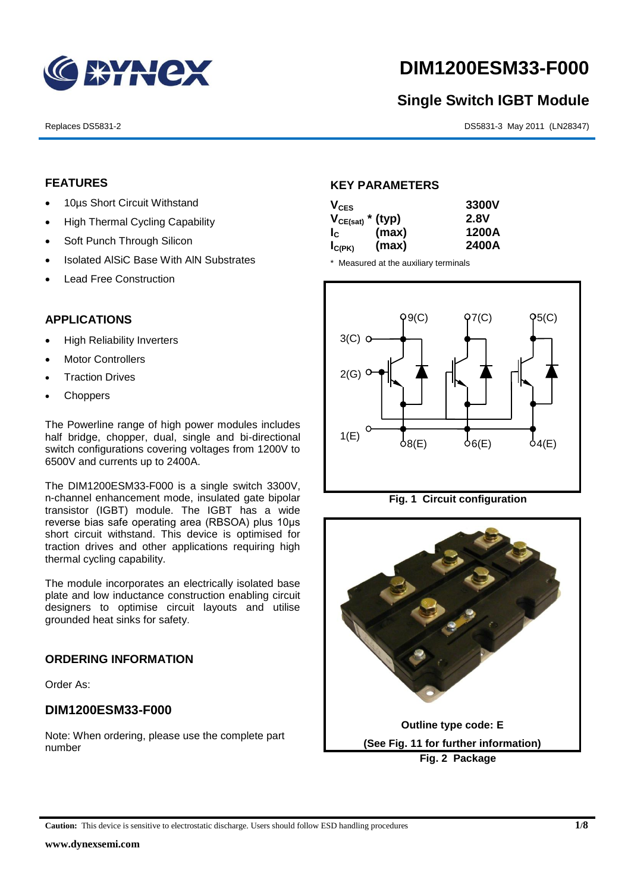# DIM1200ESM33-F000

## Single Switch IGBT Module

Replaces DS5831-2

DS5831-3 May 2011 (LN28347)

## FEATURES

- 10µs Short Circuit Withstand
- High Thermal Cycling Capability
- Soft Punch Through Silicon
- Isolated AlSiC Base With AlN Substrates
- Lead Free Construction

## APPLICATIONS

- High Reliability Inverters
- Motor Controllers
- Traction Drives
- Choppers

The Powerline range of high power modules includes half bridge, chopper, dual, single and bi-directional switch configurations covering voltages from 1200V to 6500V and currents up to 2400A.

The DIM1200ESM33-F000 is a single switch 3300V, n-channel enhancement mode, insulated gate bipolar transistor (IGBT) module. The IGBT has a wide reverse bias safe operating area (RBSOA) plus 10µs short circuit withstand. This device is optimised for traction drives and other applications requiring high thermal cycling capability.

The module incorporates an electrically isolated base plate and low inductance construction enabling circuit designers to optimise circuit layouts and utilise grounded heat sinks for safety.

## ORDERING INFORMATION

Order As:

### DIM1200ESM33-F000

Note: When ordering, please use the complete part number

## KEY PARAMETERS

| | | |
|---|---|---|
| $V_{CES}$ | | 3300V |
| $V_{CE(sat)}$ * | (typ) | 2.8V |
| $I_C$ | (max) | 1200A |
| $I_{C(PK)}$ | (max) | 2400A |

\* Measured at the auxiliary terminals

Fig. 1 Circuit configuration

Outline type code: E

(See Fig. 11 for further information)

Fig. 2 Package

**Caution:** This device is sensitive to electrostatic discharge. Users should follow ESD handling procedures

www.dynexsemi.com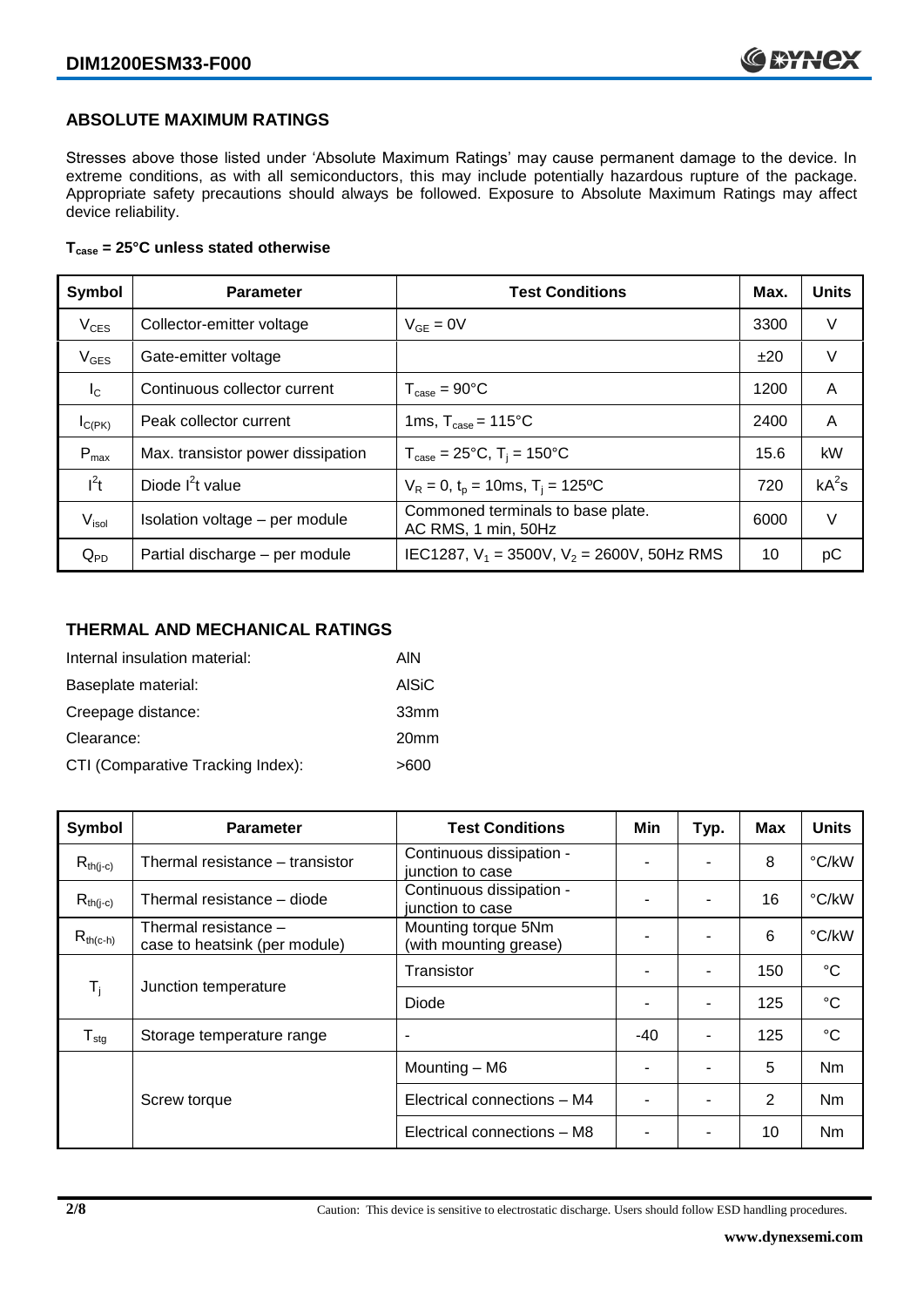## ABSOLUTE MAXIMUM RATINGS

Stresses above those listed under 'Absolute Maximum Ratings' may cause permanent damage to the device. In extreme conditions, as with all semiconductors, this may include potentially hazardous rupture of the package. Appropriate safety precautions should always be followed. Exposure to Absolute Maximum Ratings may affect device reliability.

**$T_{case}$ = 25°C unless stated otherwise**

| Symbol | Parameter | Test Conditions | Max. | Units |
|---|---|---|---|---|
| $V_{CES}$ | Collector-emitter voltage | $V_{GE}$ = 0V | 3300 | V |
| $V_{GES}$ | Gate-emitter voltage | | ±20 | V |
| $I_C$ | Continuous collector current | $T_{case}$ = 90°C | 1200 | A |
| $I_{C(PK)}$ | Peak collector current | 1ms, $T_{case}$ = 115°C | 2400 | A |
| $P_{max}$ | Max. transistor power dissipation | $T_{case}$ = 25°C, $T_j$ = 150°C | 15.6 | kW |
| $I^2t$ | Diode $I^2t$ value | $V_R$ = 0, $t_p$ = 10ms, $T_j$ = 125ºC | 720 | $kA^2s$ |
| $V_{isol}$ | Isolation voltage – per module | Commoned terminals to base plate. AC RMS, 1 min, 50Hz | 6000 | V |
| $Q_{PD}$ | Partial discharge – per module | IEC1287, $V_1$ = 3500V, $V_2$ = 2600V, 50Hz RMS | 10 | pC |

## THERMAL AND MECHANICAL RATINGS

Internal insulation material: AlN

Baseplate material: AlSiC

Creepage distance: 33mm

Clearance: 20mm

CTI (Comparative Tracking Index): >600

| Symbol | Parameter | Test Conditions | Min | Typ. | Max | Units |
|---|---|---|---|---|---|---|
| $R_{th(j-c)}$ | Thermal resistance – transistor | Continuous dissipation - junction to case | - | - | 8 | °C/kW |
| $R_{th(j-c)}$ | Thermal resistance – diode | Continuous dissipation - junction to case | - | - | 16 | °C/kW |
| $R_{th(c-h)}$ | Thermal resistance – case to heatsink (per module) | Mounting torque 5Nm (with mounting grease) | - | - | 6 | °C/kW |
| $T_j$ | Junction temperature | Transistor | - | - | 150 | °C |
| | | Diode | - | - | 125 | °C |
| $T_{stg}$ | Storage temperature range | - | -40 | - | 125 | °C |
| | Screw torque | Mounting – M6 | - | - | 5 | Nm |
| | | Electrical connections – M4 | - | - | 2 | Nm |
| | | Electrical connections – M8 | - | - | 10 | Nm |

Caution: This device is sensitive to electrostatic discharge. Users should follow ESD handling procedures.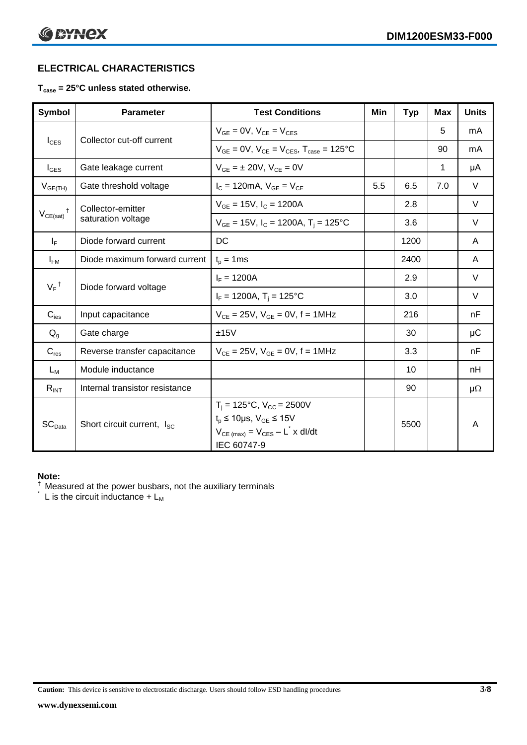## ELECTRICAL CHARACTERISTICS

**$T_{case}$ = 25°C unless stated otherwise.**

| Symbol | Parameter | Test Conditions | Min | Typ | Max | Units |
|---|---|---|---|---|---|---|
| $I_{CES}$ | Collector cut-off current | $V_{GE}$ = 0V, $V_{CE}$ = $V_{CES}$ | | | 5 | mA |
| | | $V_{GE}$ = 0V, $V_{CE}$ = $V_{CES}$, $T_{case}$ = 125°C | | | 90 | mA |
| $I_{GES}$ | Gate leakage current | $V_{GE}$ = ± 20V, $V_{CE}$ = 0V | | | 1 | μA |
| $V_{GE(TH)}$ | Gate threshold voltage | $I_C$ = 120mA, $V_{GE}$ = $V_{CE}$ | 5.5 | 6.5 | 7.0 | V |
| $V_{CE(sat)}$ † | Collector-emitter saturation voltage | $V_{GE}$ = 15V, $I_C$ = 1200A | | 2.8 | | V |
| | | $V_{GE}$ = 15V, $I_C$ = 1200A, $T_j$ = 125°C | | 3.6 | | V |
| $I_F$ | Diode forward current | DC | | 1200 | | A |
| $I_{FM}$ | Diode maximum forward current | $t_p$ = 1ms | | 2400 | | A |
| $V_F$ † | Diode forward voltage | $I_F$ = 1200A | | 2.9 | | V |
| | | $I_F$ = 1200A, $T_j$ = 125°C | | 3.0 | | V |
| $C_{ies}$ | Input capacitance | $V_{CE}$ = 25V, $V_{GE}$ = 0V, f = 1MHz | | 216 | | nF |
| $Q_g$ | Gate charge | ±15V | | 30 | | μC |
| $C_{res}$ | Reverse transfer capacitance | $V_{CE}$ = 25V, $V_{GE}$ = 0V, f = 1MHz | | 3.3 | | nF |
| $L_M$ | Module inductance | | | 10 | | nH |
| $R_{INT}$ | Internal transistor resistance | | | 90 | | μΩ |
| $SC_{Data}$ | Short circuit current, $I_{SC}$ | $T_j$ = 125°C, $V_{CC}$ = 2500V<br>$t_p$ ≤ 10μs, $V_{GE}$ ≤ 15V<br>$V_{CE(max)}$ = $V_{CES}$ – $L^*$ x dI/dt<br>IEC 60747-9 | | 5500 | | A |

**Note:**

† Measured at the power busbars, not the auxiliary terminals

\* L is the circuit inductance + $L_M$

**Caution:** This device is sensitive to electrostatic discharge. Users should follow ESD handling procedures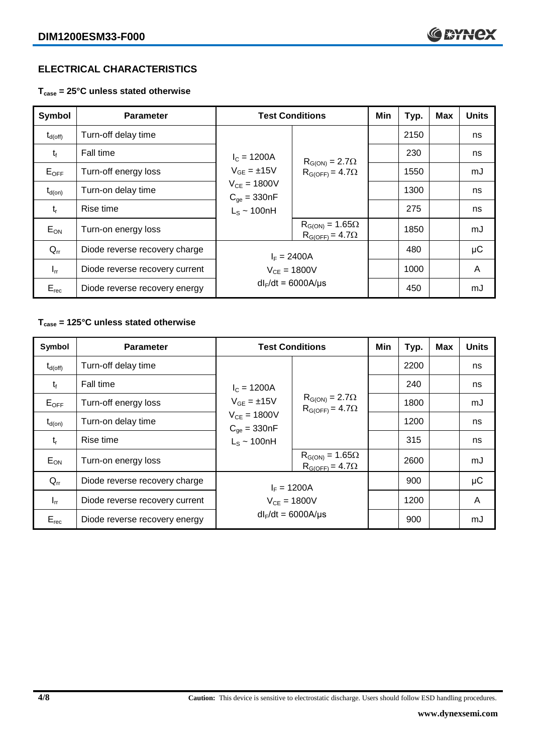## ELECTRICAL CHARACTERISTICS

**$T_{case}$ = 25°C unless stated otherwise**

| Symbol | Parameter | Test Conditions | | Min | Typ. | Max | Units |
|---|---|---|---|---|---|---|---|
| $t_{d(off)}$ | Turn-off delay time | $I_C$ = 1200A<br>$V_{GE}$ = ±15V<br>$V_{CE}$ = 1800V<br>$C_{ge}$ = 330nF<br>$L_S$ ~ 100nH | $R_{G(ON)}$ = 2.7Ω<br>$R_{G(OFF)}$ = 4.7Ω | | 2150 | | ns |
| $t_f$ | Fall time | | | | 230 | | ns |
| $E_{OFF}$ | Turn-off energy loss | | | | 1550 | | mJ |
| $t_{d(on)}$ | Turn-on delay time | | | | 1300 | | ns |
| $t_r$ | Rise time | | | | 275 | | ns |
| $E_{ON}$ | Turn-on energy loss | | $R_{G(ON)}$ = 1.65Ω<br>$R_{G(OFF)}$ = 4.7Ω | | 1850 | | mJ |
| $Q_{rr}$ | Diode reverse recovery charge | $I_F$ = 2400A<br>$V_{CE}$ = 1800V<br>$dI_F/dt$ = 6000A/µs | | | 480 | | µC |
| $I_{rr}$ | Diode reverse recovery current | | | | 1000 | | A |
| $E_{rec}$ | Diode reverse recovery energy | | | | 450 | | mJ |

**$T_{case}$ = 125°C unless stated otherwise**

| Symbol | Parameter | Test Conditions | | Min | Typ. | Max | Units |
|---|---|---|---|---|---|---|---|
| $t_{d(off)}$ | Turn-off delay time | $I_C$ = 1200A<br>$V_{GE}$ = ±15V<br>$V_{CE}$ = 1800V<br>$C_{ge}$ = 330nF<br>$L_S$ ~ 100nH | $R_{G(ON)}$ = 2.7Ω<br>$R_{G(OFF)}$ = 4.7Ω | | 2200 | | ns |
| $t_f$ | Fall time | | | | 240 | | ns |
| $E_{OFF}$ | Turn-off energy loss | | | | 1800 | | mJ |
| $t_{d(on)}$ | Turn-on delay time | | | | 1200 | | ns |
| $t_r$ | Rise time | | | | 315 | | ns |
| $E_{ON}$ | Turn-on energy loss | | $R_{G(ON)}$ = 1.65Ω<br>$R_{G(OFF)}$ = 4.7Ω | | 2600 | | mJ |
| $Q_{rr}$ | Diode reverse recovery charge | $I_F$ = 1200A<br>$V_{CE}$ = 1800V<br>$dI_F/dt$ = 6000A/µs | | | 900 | | µC |
| $I_{rr}$ | Diode reverse recovery current | | | | 1200 | | A |
| $E_{rec}$ | Diode reverse recovery energy | | | | 900 | | mJ |

**Caution:** This device is sensitive to electrostatic discharge. Users should follow ESD handling procedures.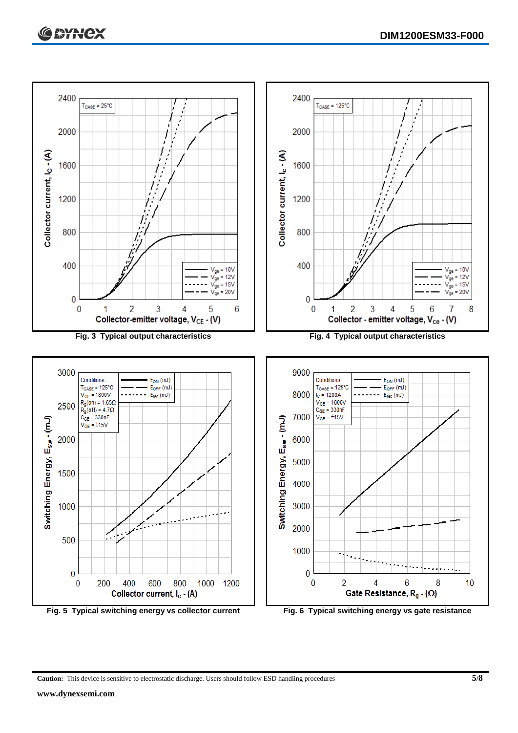Fig. 3 Typical output characteristics

Fig. 4 Typical output characteristics

Fig. 5 Typical switching energy vs collector current

Fig. 6 Typical switching energy vs gate resistance

**Caution:** This device is sensitive to electrostatic discharge. Users should follow ESD handling procedures

**www.dynexsemi.com**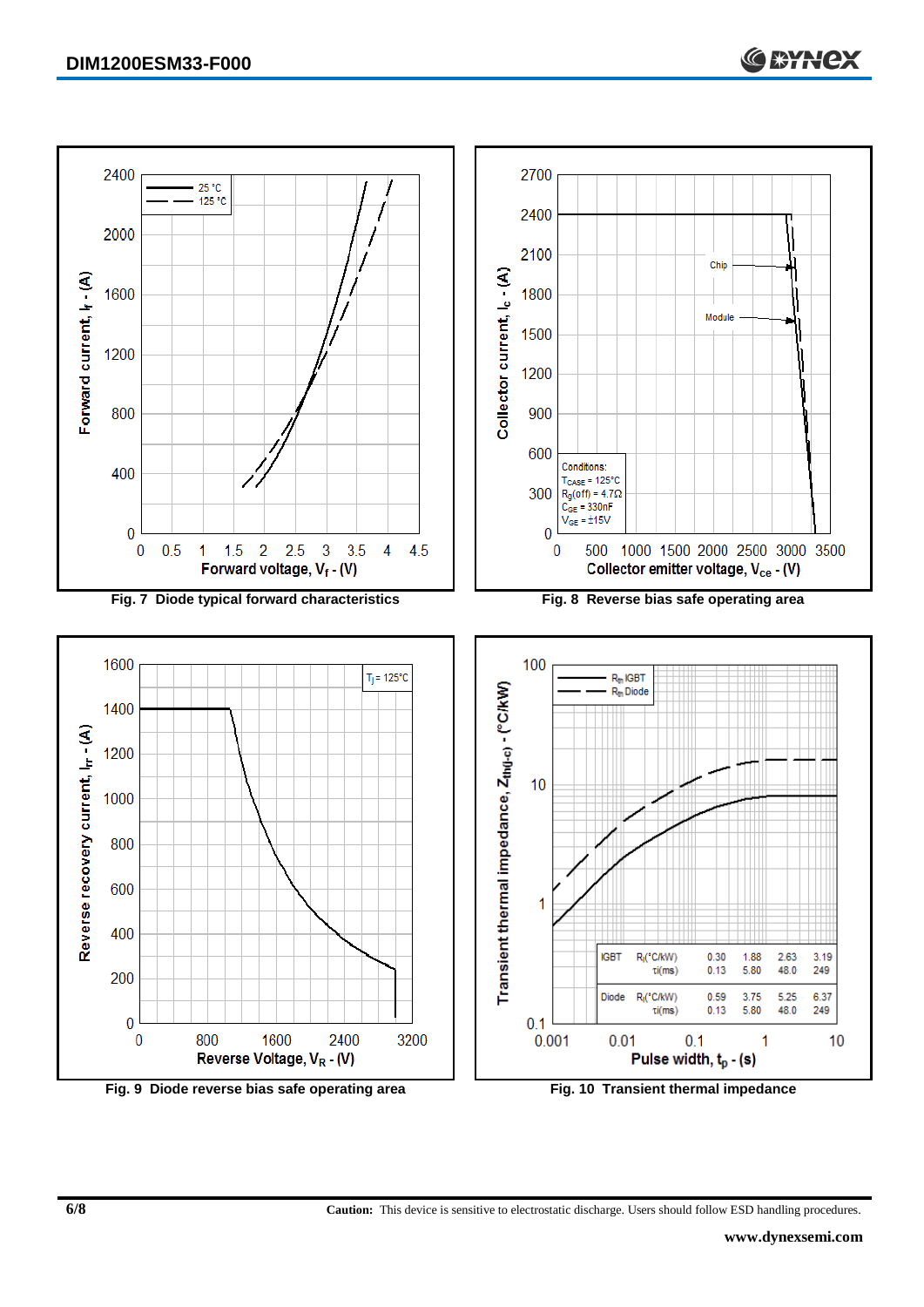Fig. 7 Diode typical forward characteristics

Fig. 8 Reverse bias safe operating area

Conditions:
$T_{CASE}$ = 125°C
$R_g$(off) = 4.7Ω
$C_{GE}$ = 330nF
$V_{GE}$ = ±15V

Fig. 9 Diode reverse bias safe operating area

| | | | | | |
|---|---|---|---|---|---|
| IGBT | $R_i$(°C/kW) | 0.30 | 1.88 | 2.63 | 3.19 |
| | τi(ms) | 0.13 | 5.80 | 48.0 | 249 |
| Diode | $R_i$(°C/kW) | 0.59 | 3.75 | 5.25 | 6.37 |
| | τi(ms) | 0.13 | 5.80 | 48.0 | 249 |

Fig. 10 Transient thermal impedance

**Caution:** This device is sensitive to electrostatic discharge. Users should follow ESD handling procedures.

**www.dynexsemi.com**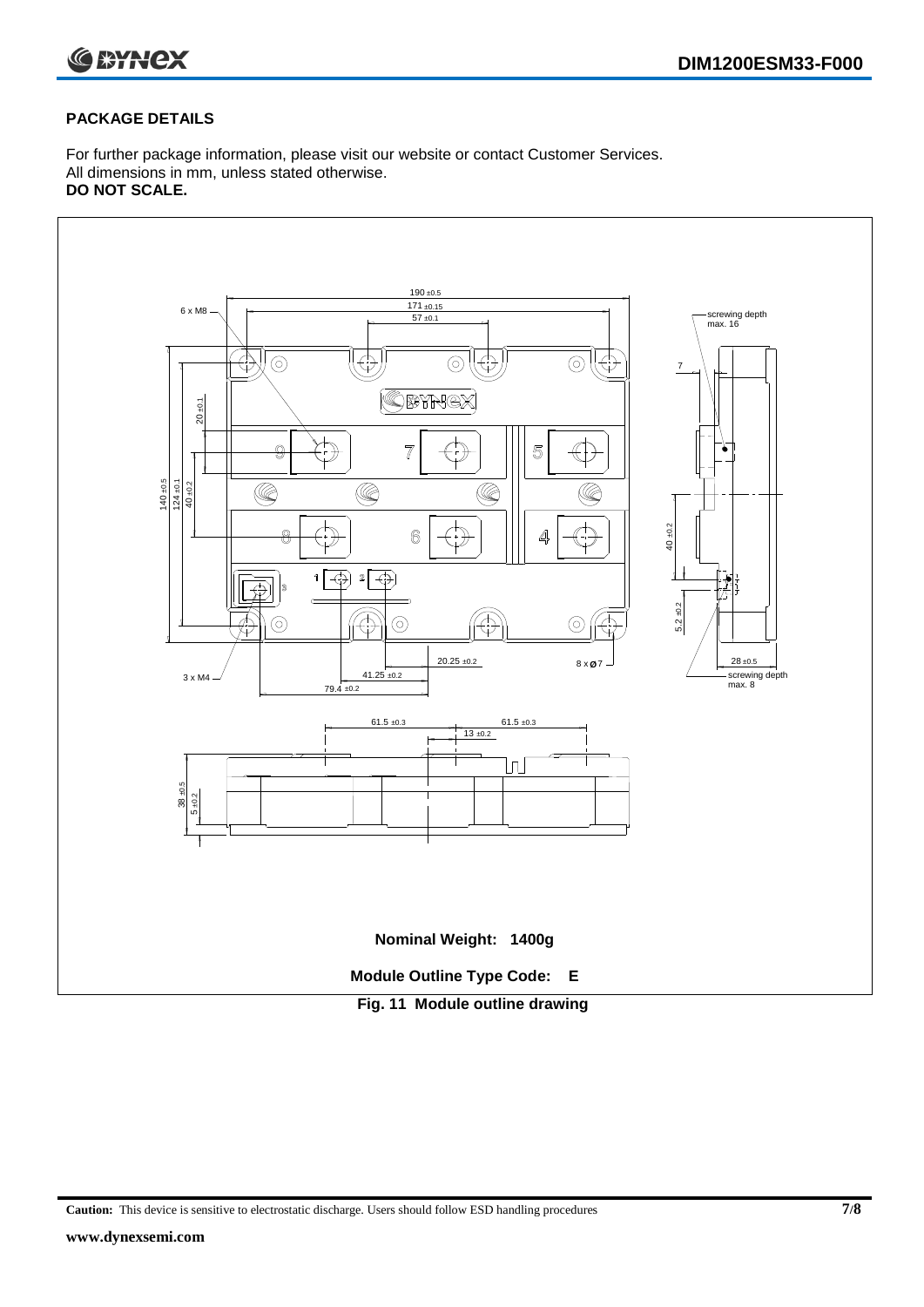## PACKAGE DETAILS

For further package information, please visit our website or contact Customer Services.
All dimensions in mm, unless stated otherwise.
**DO NOT SCALE.**

**Nominal Weight: 1400g**

**Module Outline Type Code: E**

**Fig. 11 Module outline drawing**

**Caution:** This device is sensitive to electrostatic discharge. Users should follow ESD handling procedures

**www.dynexsemi.com**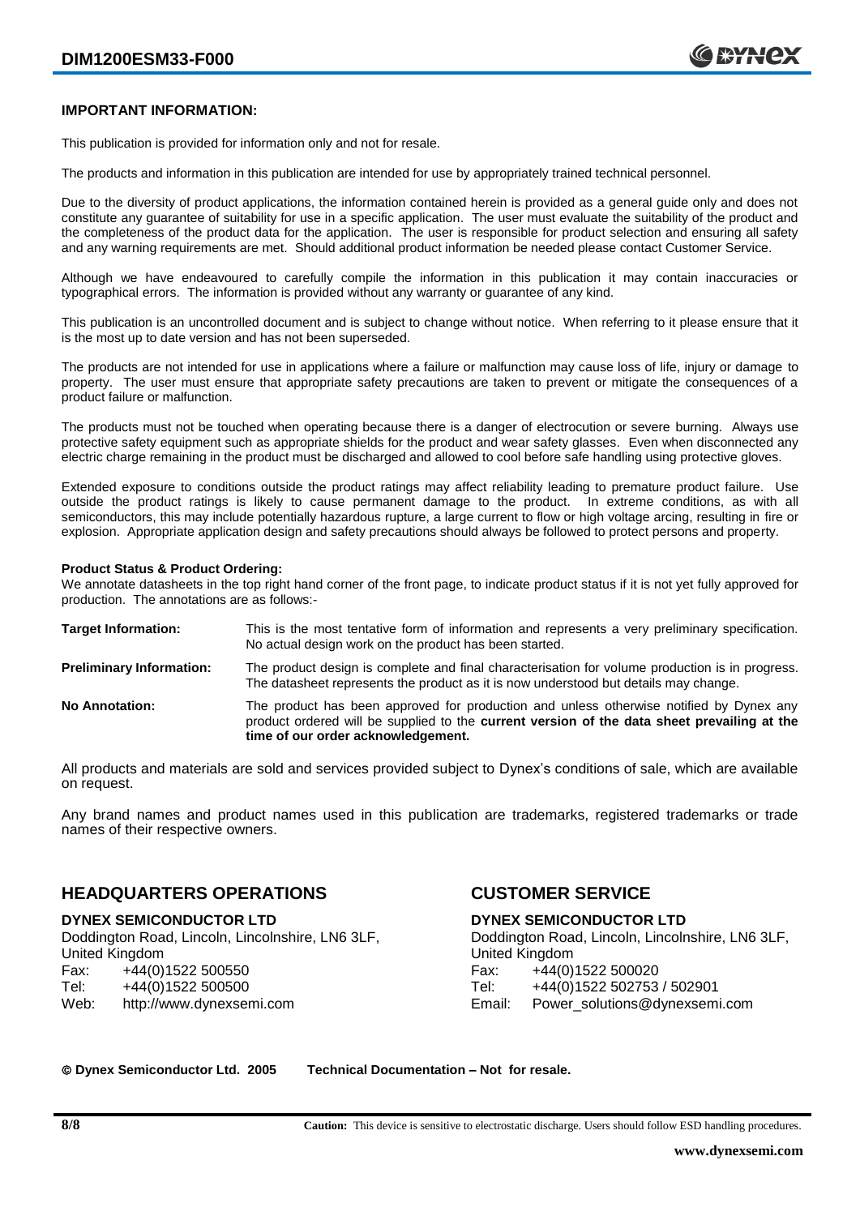**IMPORTANT INFORMATION:**

This publication is provided for information only and not for resale.

The products and information in this publication are intended for use by appropriately trained technical personnel.

Due to the diversity of product applications, the information contained herein is provided as a general guide only and does not constitute any guarantee of suitability for use in a specific application. The user must evaluate the suitability of the product and the completeness of the product data for the application. The user is responsible for product selection and ensuring all safety and any warning requirements are met. Should additional product information be needed please contact Customer Service.

Although we have endeavoured to carefully compile the information in this publication it may contain inaccuracies or typographical errors. The information is provided without any warranty or guarantee of any kind.

This publication is an uncontrolled document and is subject to change without notice. When referring to it please ensure that it is the most up to date version and has not been superseded.

The products are not intended for use in applications where a failure or malfunction may cause loss of life, injury or damage to property. The user must ensure that appropriate safety precautions are taken to prevent or mitigate the consequences of a product failure or malfunction.

The products must not be touched when operating because there is a danger of electrocution or severe burning. Always use protective safety equipment such as appropriate shields for the product and wear safety glasses. Even when disconnected any electric charge remaining in the product must be discharged and allowed to cool before safe handling using protective gloves.

Extended exposure to conditions outside the product ratings may affect reliability leading to premature product failure. Use outside the product ratings is likely to cause permanent damage to the product. In extreme conditions, as with all semiconductors, this may include potentially hazardous rupture, a large current to flow or high voltage arcing, resulting in fire or explosion. Appropriate application design and safety precautions should always be followed to protect persons and property.

**Product Status & Product Ordering:**
We annotate datasheets in the top right hand corner of the front page, to indicate product status if it is not yet fully approved for production. The annotations are as follows:-

| | |
|---|---|
| **Target Information:** | This is the most tentative form of information and represents a very preliminary specification. No actual design work on the product has been started. |
| **Preliminary Information:** | The product design is complete and final characterisation for volume production is in progress. The datasheet represents the product as it is now understood but details may change. |
| **No Annotation:** | The product has been approved for production and unless otherwise notified by Dynex any product ordered will be supplied to the **current version of the data sheet prevailing at the time of our order acknowledgement.** |

All products and materials are sold and services provided subject to Dynex's conditions of sale, which are available on request.

Any brand names and product names used in this publication are trademarks, registered trademarks or trade names of their respective owners.

## HEADQUARTERS OPERATIONS

**DYNEX SEMICONDUCTOR LTD**
Doddington Road, Lincoln, Lincolnshire, LN6 3LF,
United Kingdom
Fax: +44(0)1522 500550
Tel: +44(0)1522 500500
Web: http://www.dynexsemi.com

## CUSTOMER SERVICE

**DYNEX SEMICONDUCTOR LTD**
Doddington Road, Lincoln, Lincolnshire, LN6 3LF,
United Kingdom
Fax: +44(0)1522 500020
Tel: +44(0)1522 502753 / 502901
Email: Power_solutions@dynexsemi.com

**© Dynex Semiconductor Ltd. 2005 Technical Documentation – Not for resale.**

**Caution:** This device is sensitive to electrostatic discharge. Users should follow ESD handling procedures.